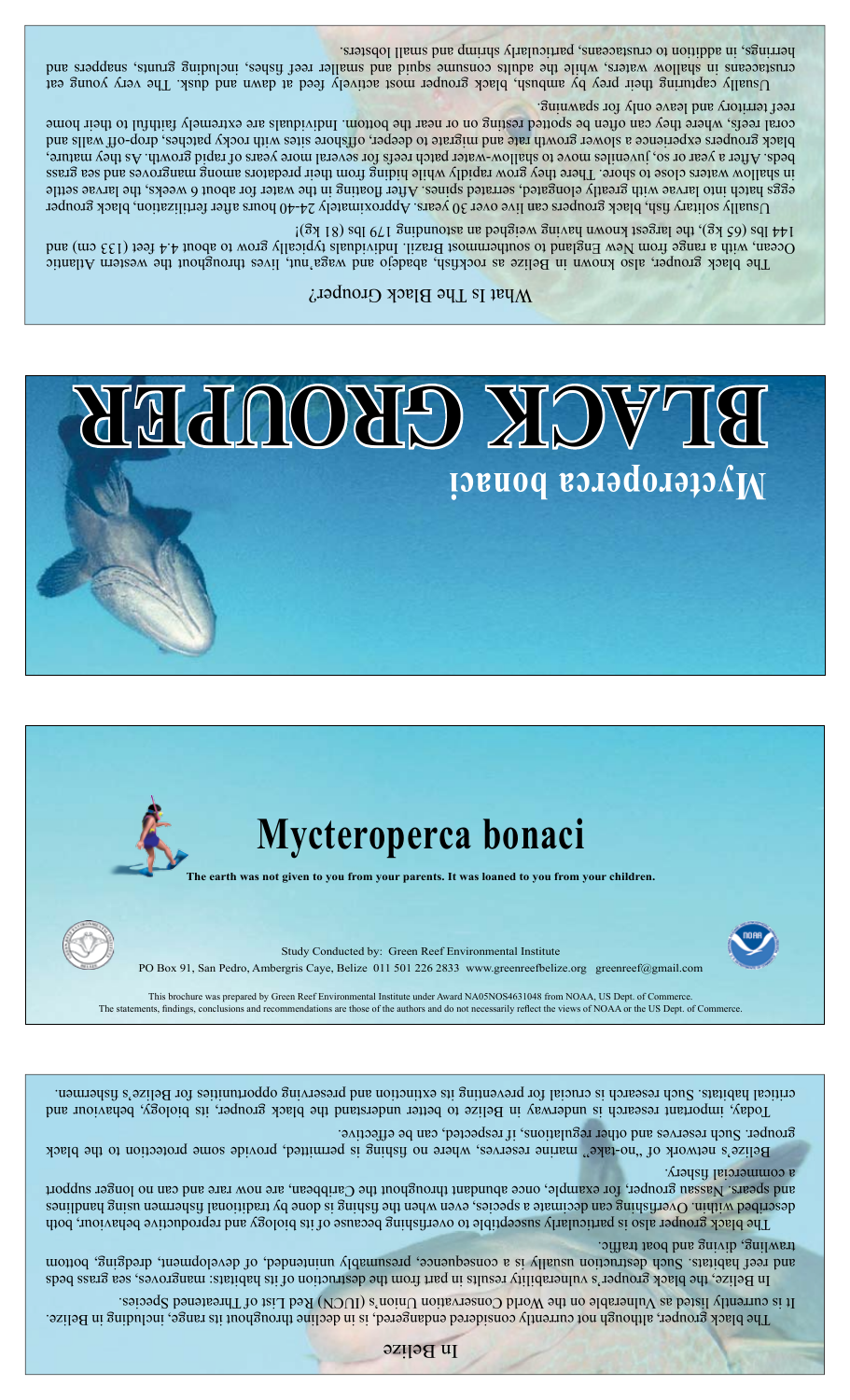# BLACK GROUPER

## *Mycteroperca bonaci*

### What Is The Black Grouper?

The black grouper, also known in Belize as rockfish, abadejo and waga'nut, lives throughout the western Atlantic Ocean, with a range from New England to southernmost Brazil. Individuals typically grow to about 4.4 feet (133 cm) and 144 lbs (65 kg), the largest known having weighed an astounding 179 lbs (81 kg)!

Usually solitary fish, black groupers can live over 30 years. Approximately 24-40 hours after fertilization, black grouper eggs hatch into larvae with greatly elongated, serrated spines. After floating in the water for about 6 weeks, the larvae settle in shallow waters close to shore. There they grow rapidly while hiding from their predators among mangroves and sea grass beds. After a year or so, juveniles move to shallow-water patch reefs for several more years of rapid growth. As they mature, black groupers experience a slower growth rate and migrate to deeper, offshore sites with rocky patches, drop-off walls and coral reefs, where they can often be spotted resting on or near the bottom. Individuals are extremely faithful to their home reef territory and leave only for spawning.

Usually capturing their prey by ambush, black grouper most actively feed at dawn and dusk. The very young eat crustaceans in shallow waters, while the adults consume squid and smaller reef fishes, including grunts, snappers and herrings, in addition to crustaceans, particularly shrimp and small lobsters.

# Mycteroperca bonaci

**The earth was not given to you from your parents. It was loaned to you from your children.**

Study Conducted by: Green Reef Environmental Institute

PO Box 91, San Pedro, Ambergris Caye, Belize 011 501 226 2833 www.greenreefbelize.org greenreef@gmail.com

This brochure was prepared by Green Reef Environmental Institute under Award NA05NOS4631048 from NOAA, US Dept. of Commerce. The statements, findings, conclusions and recommendations are those of the authors and do not necessarily reflect the views of NOAA or the US Dept. of Commerce.

### In Belize

The black grouper, although not currently considered endangered, is in decline throughout its range, including in Belize. It is currently listed as Vulnerable on the World Conservation Union's (IUCN) Red List of Threatened Species.

In Belize, the black grouper's vulnerability results in part from the destruction of its habitats: mangroves, sea grass beds and reef habitats. Such destruction usually is a consequence, presumably unintended, of development, dredging, bottom trawling, diving and boat traffic.

The black grouper also is particularly susceptible to overfishing because of its biology and reproductive behaviour, both described within. Overfishing can decimate a species, even when the fishing is done by traditional fishermen using handlines and spears. Nassau grouper, for example, once abundant throughout the Caribbean, are now rare and can no longer support a commercial fishery.

Belize's network of "no-take" marine reserves, where no fishing is permitted, provide some protection to the black grouper. Such reserves and other regulations, if respected, can be effective.

Today, important research is underway in Belize to better understand the black grouper, its biology, behaviour and critical habitats. Such research is crucial for preventing its extinction and preserving opportunities for Belize's fishermen.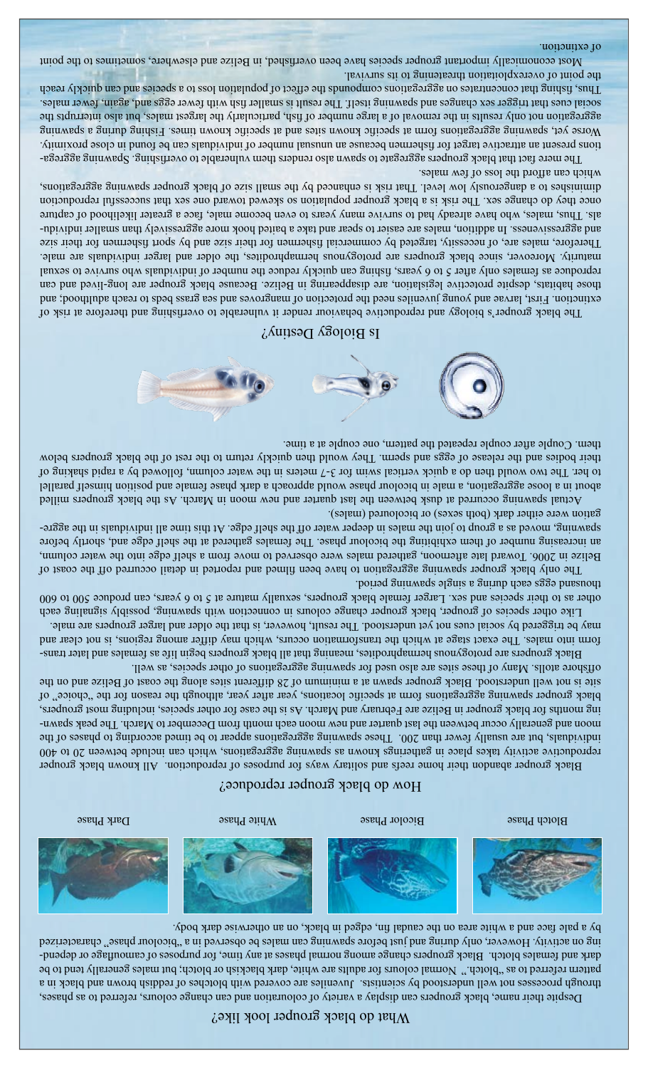## What do black grouper look like?

Despite their name, black groupers can display a variety of colouration and can change colours, referred to as phases, through processes not well understood by scientists. Juveniles are covered with blotches of reddish brown and black in a pattern referred to as "blotch." Normal colours for adults are white, dark blackish or blotch; but males generally tend to be dark and females blotch. Black groupers change among normal phases at any time, for purposes of camouflage or depending on activity. However, only during and just before spawning can males be observed in a "bicolour phase" characterized by a pale face and a white area on the caudal fin, edged in black, on an otherwise dark body.

Blotch Phase

Bicolor Phase

White Phase

Dark Phase

## How do black grouper reproduce?

Black grouper abandon their home reefs and solitary ways for purposes of reproduction. All known black grouper reproductive activity takes place in gatherings known as spawning aggregations, which can include between 20 to 400 individuals, but are usually fewer than 200. These spawning aggregations appear to be timed according to phases of the moon and generally occur between the last quarter and new moon each month from December to March. The peak spawning months for black grouper in Belize are February and March. As is the case for other species, including most groupers, black grouper spawning aggregations form at specific locations, year after year, although the reason for the "choice" of site is not well understood. Black grouper spawn at a minimum of 28 different sites along the coast of Belize and on the offshore atolls. Many of these sites are also used for spawning aggregations of other species, as well.

Black groupers are protogynous hermaphrodites, meaning that all black groupers begin life as females and later transform into males. The exact stage at which the transformation occurs, which may differ among regions, is not clear and may be triggered by social cues not yet understood. The result, however, is that the older and larger groupers are male.

Like other species of grouper, black grouper change colours in connection with spawning, possibly signaling each other as to their species and sex. Larger female black groupers, sexually mature at 5 to 6 years, can produce 500 to 600 thousand eggs each during a single spawning period.

The only black grouper spawning aggregation to have been filmed and reported in detail occurred off the coast of Belize in 2006. Toward late afternoon, gathered males were observed to move from a shelf edge into the water column, an increasing number of them exhibiting the bicolour phase. The females gathered at the shelf edge and, shortly before spawning, moved as a group to join the males in deeper water off the shelf edge. At this time all individuals in the aggregation were either dark (both sexes) or bicoloured (males).

Actual spawning occurred at dusk between the last quarter and new moon in March. As the black groupers milled about in a loose aggregation, a male in bicolour phase would approach a dark phase female and position himself parallel to her. The two would then do a quick vertical swim for 3-7 meters in the water column, followed by a rapid shaking of their bodies and the release of eggs and sperm. They would then quickly return to the rest of the black groupers below them. Couple after couple repeated the pattern, one couple at a time.

## Is Biology Destiny?

The black grouper's biology and reproductive behaviour render it vulnerable to overfishing and therefore at risk of extinction. First, larvae and young juveniles need the protection of mangroves and sea grass beds to reach adulthood; and those habitats, despite protective legislation, are disappearing in Belize. Because black grouper are long-lived and can reproduce as females only after 5 to 6 years, fishing can quickly reduce the number of individuals who survive to sexual maturity. Moreover, since black groupers are protogynous hermaphrodites, the older and larger individuals are male. Therefore, males are, of necessity, targeted by commercial fishermen for their size and by sport fishermen for their size and aggressiveness. In addition, males are easier to spear and take a baited hook more aggressively than smaller individuals. Thus, males, who have already had to survive many years to even become male, face a greater likelihood of capture once they do change sex. The risk is a black grouper population so skewed toward one sex that successful reproduction diminishes to a dangerously low level. That risk is enhanced by the small size of black grouper spawning aggregations, which can afford the loss of few males.

The mere fact that black groupers aggregate to spawn also renders them vulnerable to overfishing. Spawning aggregations present an attractive target for fishermen because an unusual number of individuals can be found in close proximity. Worse yet, spawning aggregations form at specific known sites and at specific known times. Fishing during a spawning aggregation not only results in the removal of a large number of fish, particularly the largest males, but also interrupts the social cues that trigger sex changes and spawning itself. The result is smaller fish with fewer eggs and, again, fewer males. Thus, fishing that concentrates on aggregations compounds the effect of population loss to a species and can quickly reach the point of overexploitation threatening to its survival.

Most economically important grouper species have been overfished, in Belize and elsewhere, sometimes to the point of extinction.